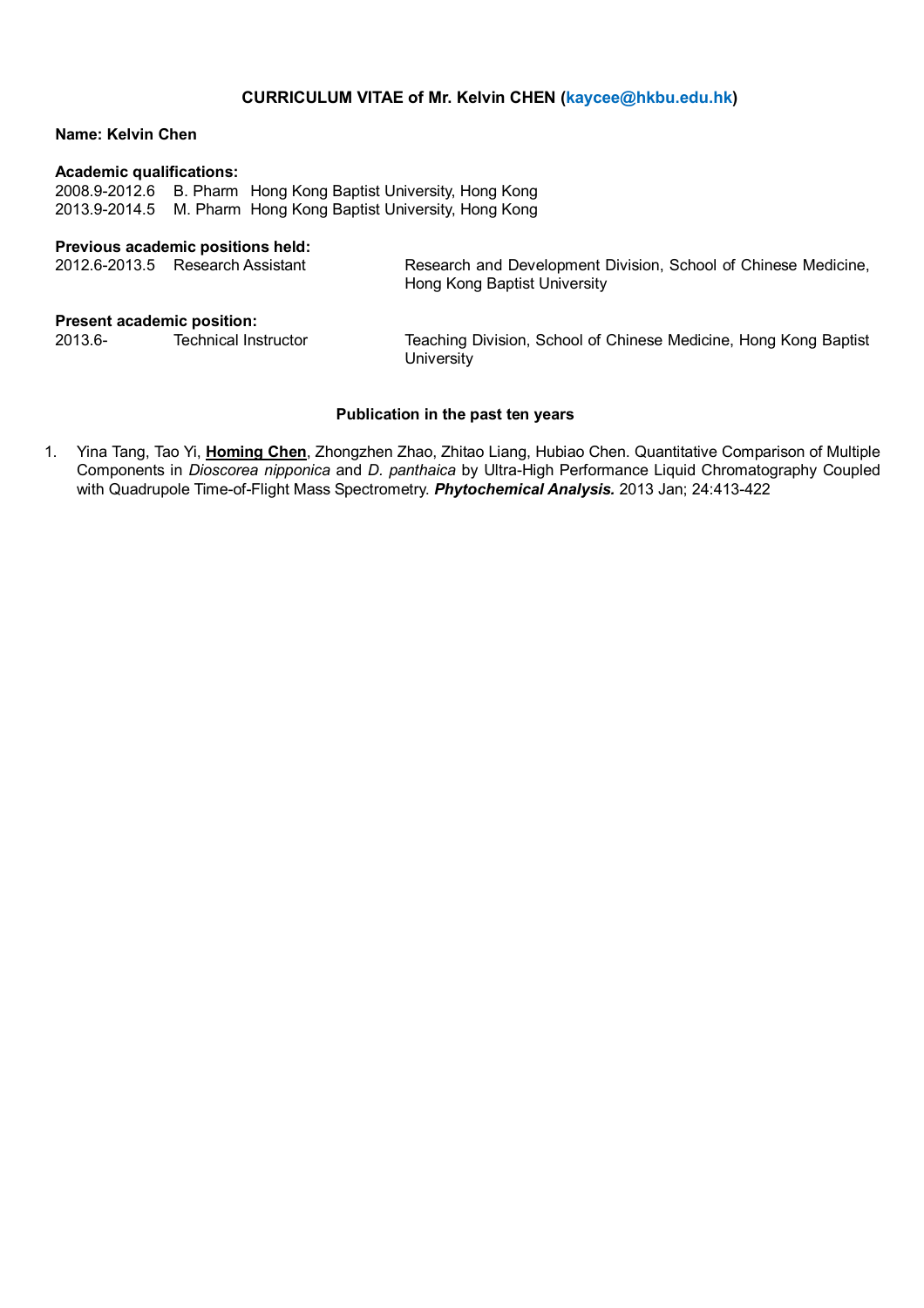**CURRICULUM VITAE of Mr. Kelvin CHEN (kaycee@hkbu.edu.hk)**

**Name: Kelvin Chen**

**Academic qualifications:**

2008.9-2012.6 B. Pharm Hong Kong Baptist University, Hong Kong
2013.9-2014.5 M. Pharm Hong Kong Baptist University, Hong Kong

**Previous academic positions held:**

| | | |
|---|---|---|
| 2012.6-2013.5 | Research Assistant | Research and Development Division, School of Chinese Medicine, Hong Kong Baptist University |

**Present academic position:**

| | | |
|---|---|---|
| 2013.6- | Technical Instructor | Teaching Division, School of Chinese Medicine, Hong Kong Baptist University |

**Publication in the past ten years**

1. Yina Tang, Tao Yi, **Homing Chen**, Zhongzhen Zhao, Zhitao Liang, Hubiao Chen. Quantitative Comparison of Multiple Components in *Dioscorea nipponica* and *D. panthaica* by Ultra-High Performance Liquid Chromatography Coupled with Quadrupole Time-of-Flight Mass Spectrometry. ***Phytochemical Analysis.*** 2013 Jan; 24:413-422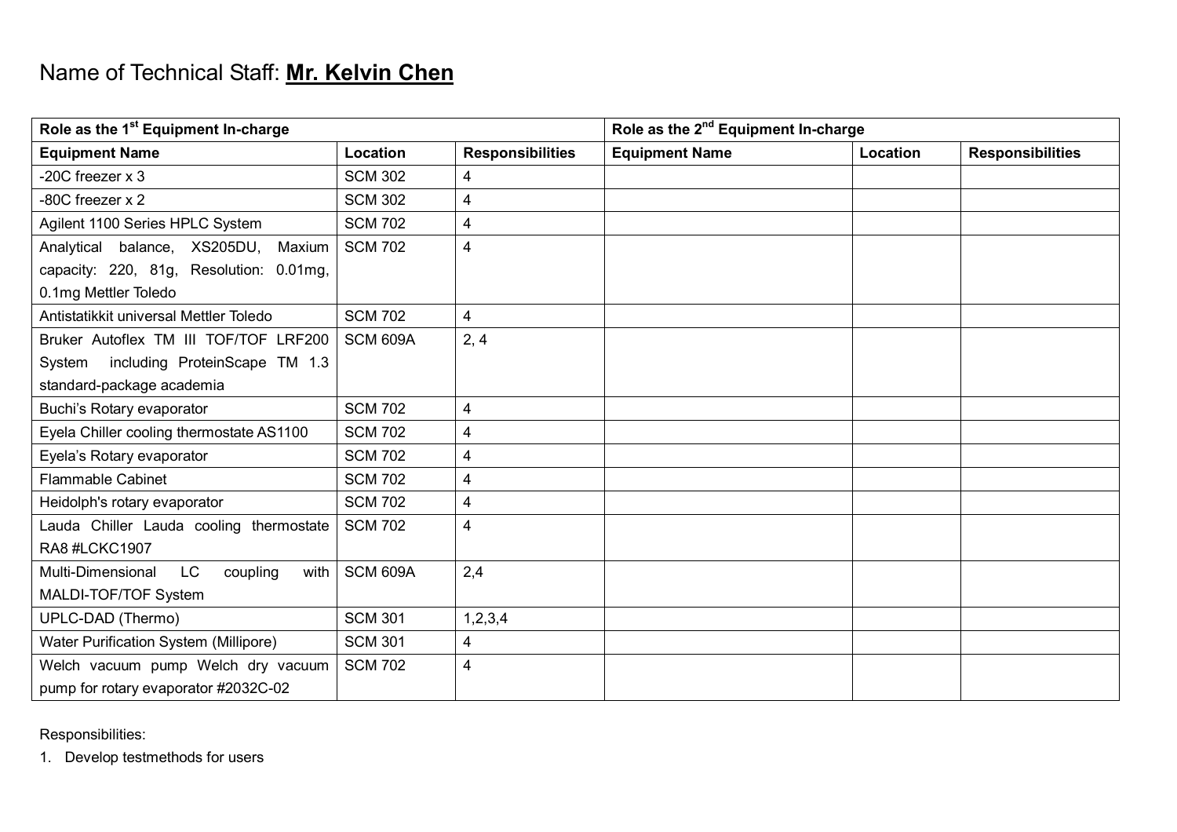Name of Technical Staff: **Mr. Kelvin Chen**

| Role as the 1st Equipment In-charge | | | Role as the 2nd Equipment In-charge | | |
|---|---|---|---|---|---|
| **Equipment Name** | **Location** | **Responsibilities** | **Equipment Name** | **Location** | **Responsibilities** |
| -20C freezer x 3 | SCM 302 | 4 | | | |
| -80C freezer x 2 | SCM 302 | 4 | | | |
| Agilent 1100 Series HPLC System | SCM 702 | 4 | | | |
| Analytical balance, XS205DU, Maxium capacity: 220, 81g, Resolution: 0.01mg, 0.1mg Mettler Toledo | SCM 702 | 4 | | | |
| Antistatikkit universal Mettler Toledo | SCM 702 | 4 | | | |
| Bruker Autoflex TM III TOF/TOF LRF200 System including ProteinScape TM 1.3 standard-package academia | SCM 609A | 2, 4 | | | |
| Buchi's Rotary evaporator | SCM 702 | 4 | | | |
| Eyela Chiller cooling thermostate AS1100 | SCM 702 | 4 | | | |
| Eyela's Rotary evaporator | SCM 702 | 4 | | | |
| Flammable Cabinet | SCM 702 | 4 | | | |
| Heidolph's rotary evaporator | SCM 702 | 4 | | | |
| Lauda Chiller Lauda cooling thermostate RA8 #LCKC1907 | SCM 702 | 4 | | | |
| Multi-Dimensional LC coupling with MALDI-TOF/TOF System | SCM 609A | 2,4 | | | |
| UPLC-DAD (Thermo) | SCM 301 | 1,2,3,4 | | | |
| Water Purification System (Millipore) | SCM 301 | 4 | | | |
| Welch vacuum pump Welch dry vacuum pump for rotary evaporator #2032C-02 | SCM 702 | 4 | | | |

Responsibilities:

1. Develop testmethods for users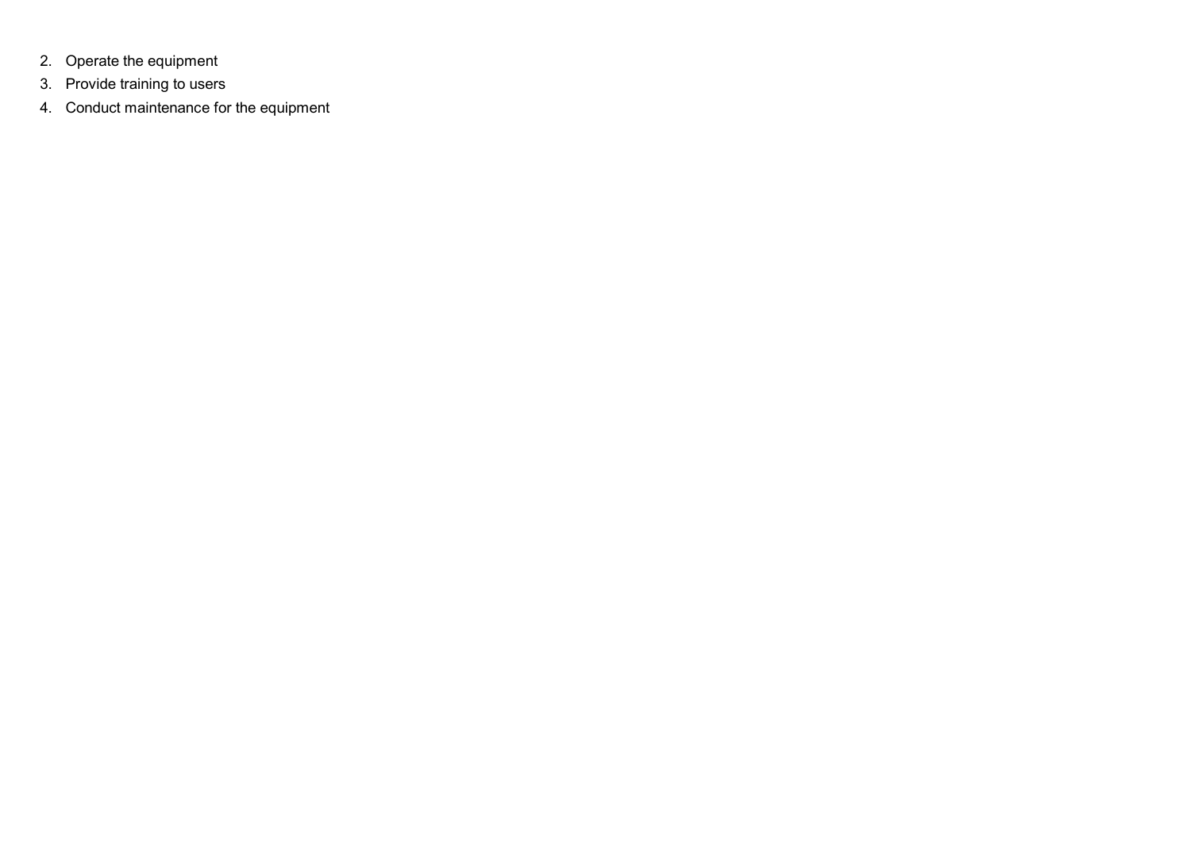2. Operate the equipment
3. Provide training to users
4. Conduct maintenance for the equipment